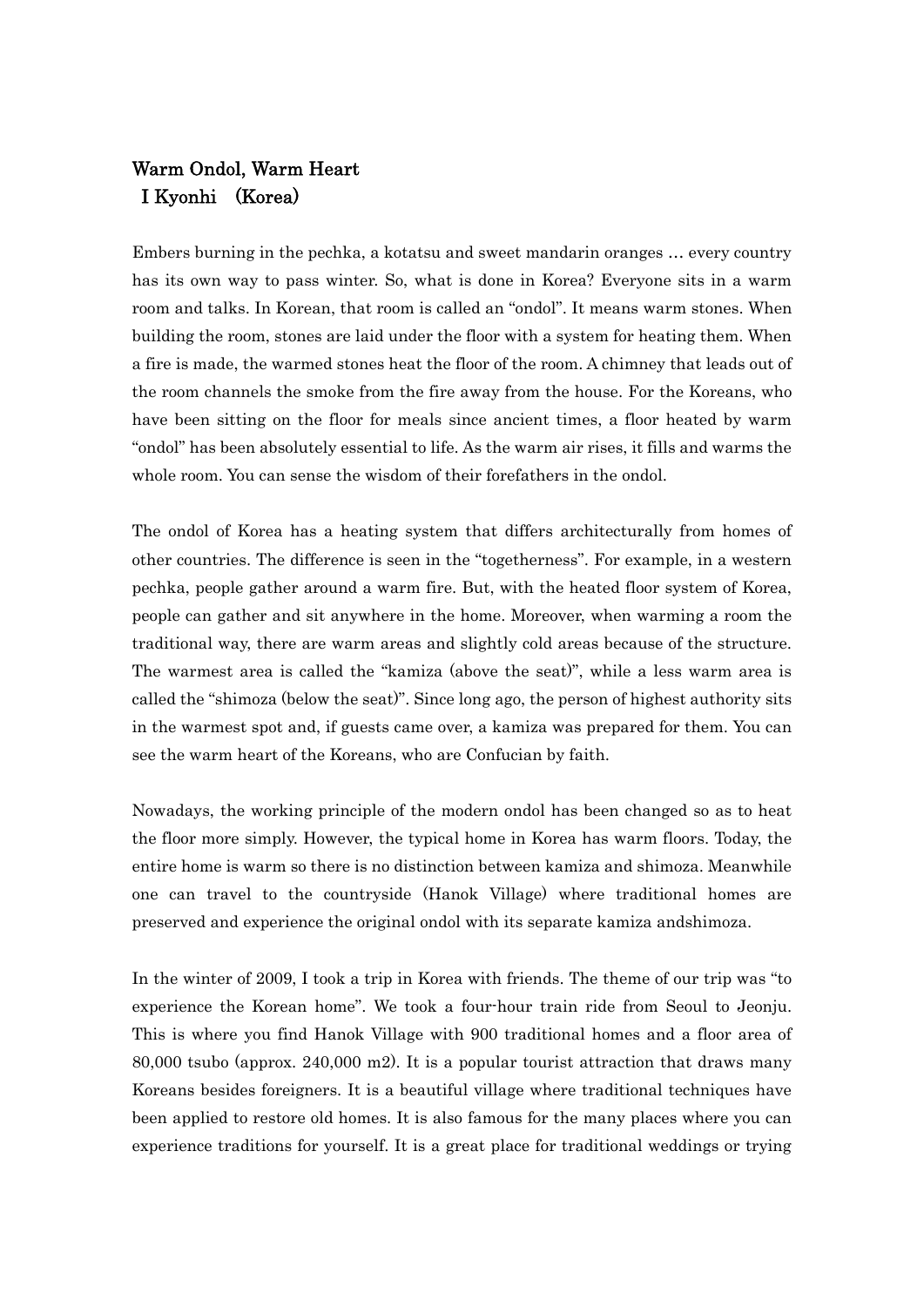## Warm Ondol, Warm Heart

I Kyonhi (Korea)

Embers burning in the pechka, a kotatsu and sweet mandarin oranges … every country has its own way to pass winter. So, what is done in Korea? Everyone sits in a warm room and talks. In Korean, that room is called an "ondol". It means warm stones. When building the room, stones are laid under the floor with a system for heating them. When a fire is made, the warmed stones heat the floor of the room. A chimney that leads out of the room channels the smoke from the fire away from the house. For the Koreans, who have been sitting on the floor for meals since ancient times, a floor heated by warm "ondol" has been absolutely essential to life. As the warm air rises, it fills and warms the whole room. You can sense the wisdom of their forefathers in the ondol.

The ondol of Korea has a heating system that differs architecturally from homes of other countries. The difference is seen in the "togetherness". For example, in a western pechka, people gather around a warm fire. But, with the heated floor system of Korea, people can gather and sit anywhere in the home. Moreover, when warming a room the traditional way, there are warm areas and slightly cold areas because of the structure. The warmest area is called the "kamiza (above the seat)", while a less warm area is called the "shimoza (below the seat)". Since long ago, the person of highest authority sits in the warmest spot and, if guests came over, a kamiza was prepared for them. You can see the warm heart of the Koreans, who are Confucian by faith.

Nowadays, the working principle of the modern ondol has been changed so as to heat the floor more simply. However, the typical home in Korea has warm floors. Today, the entire home is warm so there is no distinction between kamiza and shimoza. Meanwhile one can travel to the countryside (Hanok Village) where traditional homes are preserved and experience the original ondol with its separate kamiza andshimoza.

In the winter of 2009, I took a trip in Korea with friends. The theme of our trip was "to experience the Korean home". We took a four-hour train ride from Seoul to Jeonju. This is where you find Hanok Village with 900 traditional homes and a floor area of 80,000 tsubo (approx. 240,000 m2). It is a popular tourist attraction that draws many Koreans besides foreigners. It is a beautiful village where traditional techniques have been applied to restore old homes. It is also famous for the many places where you can experience traditions for yourself. It is a great place for traditional weddings or trying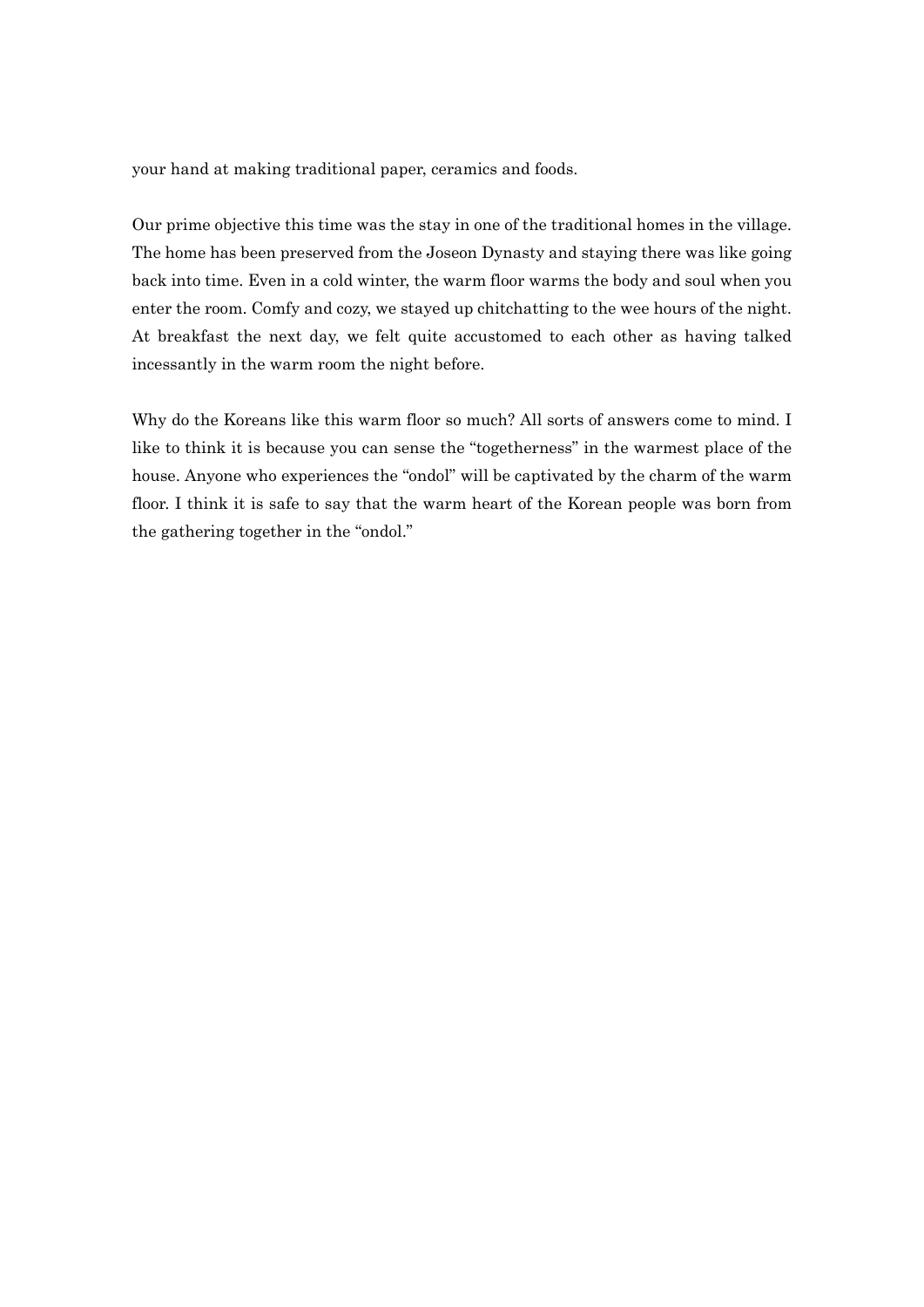your hand at making traditional paper, ceramics and foods.

Our prime objective this time was the stay in one of the traditional homes in the village. The home has been preserved from the Joseon Dynasty and staying there was like going back into time. Even in a cold winter, the warm floor warms the body and soul when you enter the room. Comfy and cozy, we stayed up chitchatting to the wee hours of the night. At breakfast the next day, we felt quite accustomed to each other as having talked incessantly in the warm room the night before.

Why do the Koreans like this warm floor so much? All sorts of answers come to mind. I like to think it is because you can sense the "togetherness" in the warmest place of the house. Anyone who experiences the "ondol" will be captivated by the charm of the warm floor. I think it is safe to say that the warm heart of the Korean people was born from the gathering together in the "ondol."